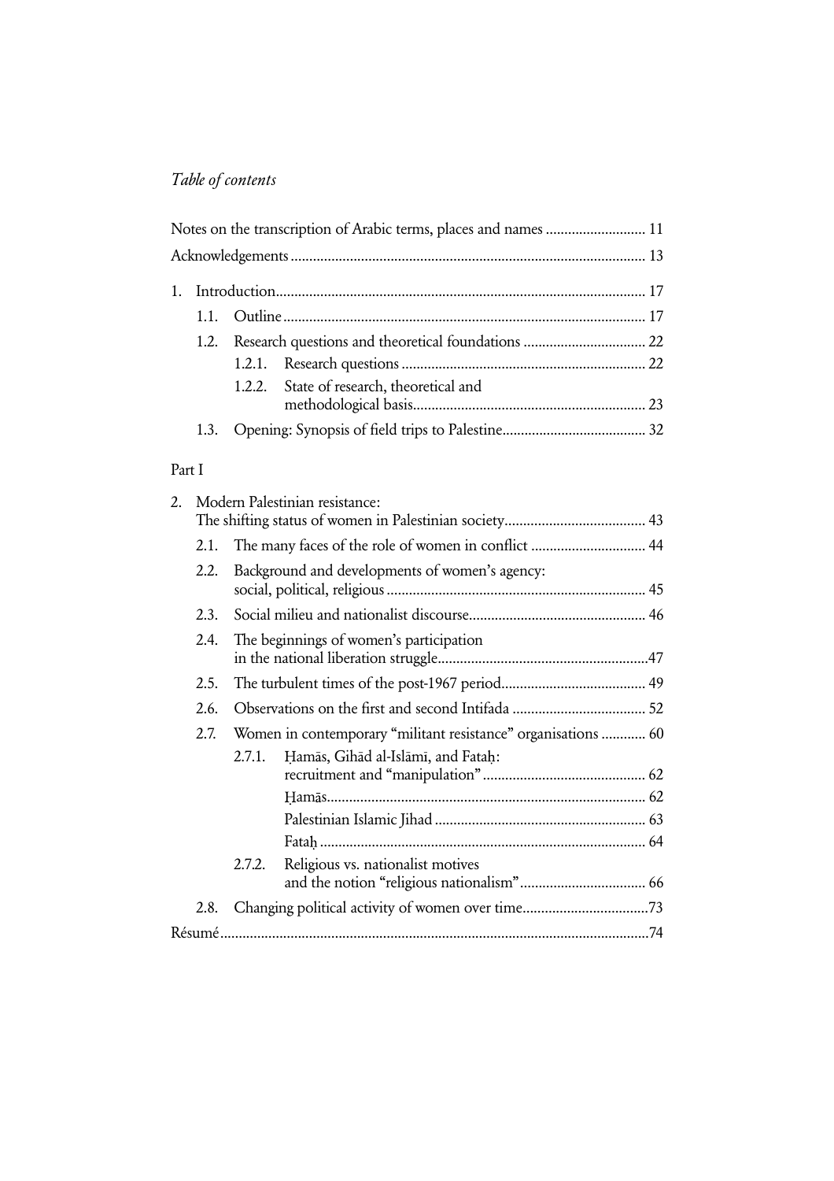*Table of contents*

Notes on the transcription of Arabic terms, places and names ........................... 11

Acknowledgements ............................................................................................... 13

1. Introduction.................................................................................................. 17
   - 1.1. Outline ................................................................................................. 17
   - 1.2. Research questions and theoretical foundations ................................. 22
     - 1.2.1. Research questions ................................................................. 22
     - 1.2.2. State of research, theoretical and methodological basis.............................................................. 23
   - 1.3. Opening: Synopsis of field trips to Palestine....................................... 32

Part I

2. Modern Palestinian resistance: The shifting status of women in Palestinian society...................................... 43
   - 2.1. The many faces of the role of women in conflict ............................... 44
   - 2.2. Background and developments of women's agency: social, political, religious ..................................................................... 45
   - 2.3. Social milieu and nationalist discourse................................................ 46
   - 2.4. The beginnings of women's participation in the national liberation struggle.........................................................47
   - 2.5. The turbulent times of the post-1967 period....................................... 49
   - 2.6. Observations on the first and second Intifada .................................... 52
   - 2.7. Women in contemporary "militant resistance" organisations ............ 60
     - 2.7.1. Ḥamās, Gihād al-Islāmī, and Fataḥ: recruitment and "manipulation" ............................................ 62
       - Ḥamās...................................................................................... 62
       - Palestinian Islamic Jihad ......................................................... 63
       - Fataḥ ........................................................................................ 64
     - 2.7.2. Religious vs. nationalist motives and the notion "religious nationalism".................................. 66
   - 2.8. Changing political activity of women over time..................................73

Résumé....................................................................................................................74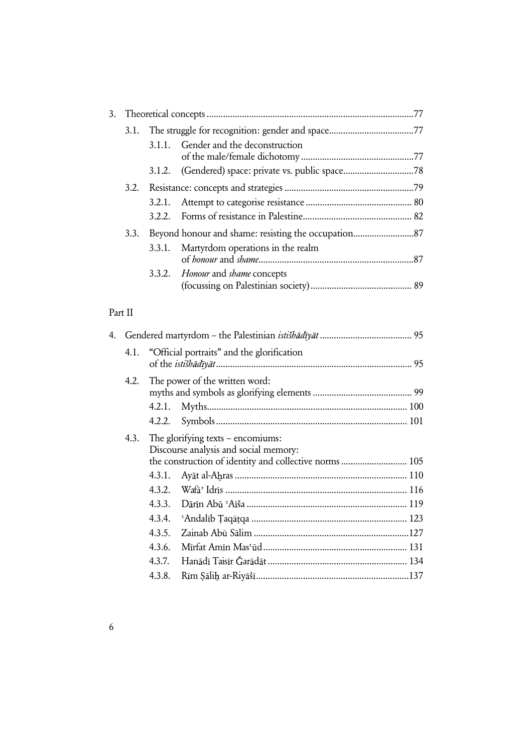3. Theoretical concepts ....................................................................................... 77
   - 3.1. The struggle for recognition: gender and space .................................... 77
     - 3.1.1. Gender and the deconstruction of the male/female dichotomy ............................................... 77
     - 3.1.2. (Gendered) space: private vs. public space .............................. 78
   - 3.2. Resistance: concepts and strategies ....................................................... 79
     - 3.2.1. Attempt to categorise resistance ............................................ 80
     - 3.2.2. Forms of resistance in Palestine ............................................. 82
   - 3.3. Beyond honour and shame: resisting the occupation .......................... 87
     - 3.3.1. Martyrdom operations in the realm of *honour* and *shame* ................................................................ 87
     - 3.3.2. *Honour* and *shame* concepts (focussing on Palestinian society) .......................................... 89

Part II

4. Gendered martyrdom – the Palestinian *istišhādīyāt* ....................................... 95
   - 4.1. "Official portraits" and the glorification of the *istišhādīyāt* ................................................................................ 95
   - 4.2. The power of the written word: myths and symbols as glorifying elements .......................................... 99
     - 4.2.1. Myths .................................................................................... 100
     - 4.2.2. Symbols ................................................................................ 101
   - 4.3. The glorifying texts – encomiums: Discourse analysis and social memory: the construction of identity and collective norms ........................... 105
     - 4.3.1. Ayāt al-Aḫras ........................................................................ 110
     - 4.3.2. Wafāʾ Idrīs ............................................................................ 116
     - 4.3.3. Dārīn Abū ʿAiša ................................................................... 119
     - 4.3.4. ʿAndalīb Ṭaqāṭqa ................................................................. 123
     - 4.3.5. Zainab Abū Sālim ................................................................. 127
     - 4.3.6. Mīrfat Amīn Masʿūd ............................................................ 131
     - 4.3.7. Hanādī Taisīr Ǧarādāt .......................................................... 134
     - 4.3.8. Rīm Ṣāliḥ ar-Riyāšī ............................................................... 137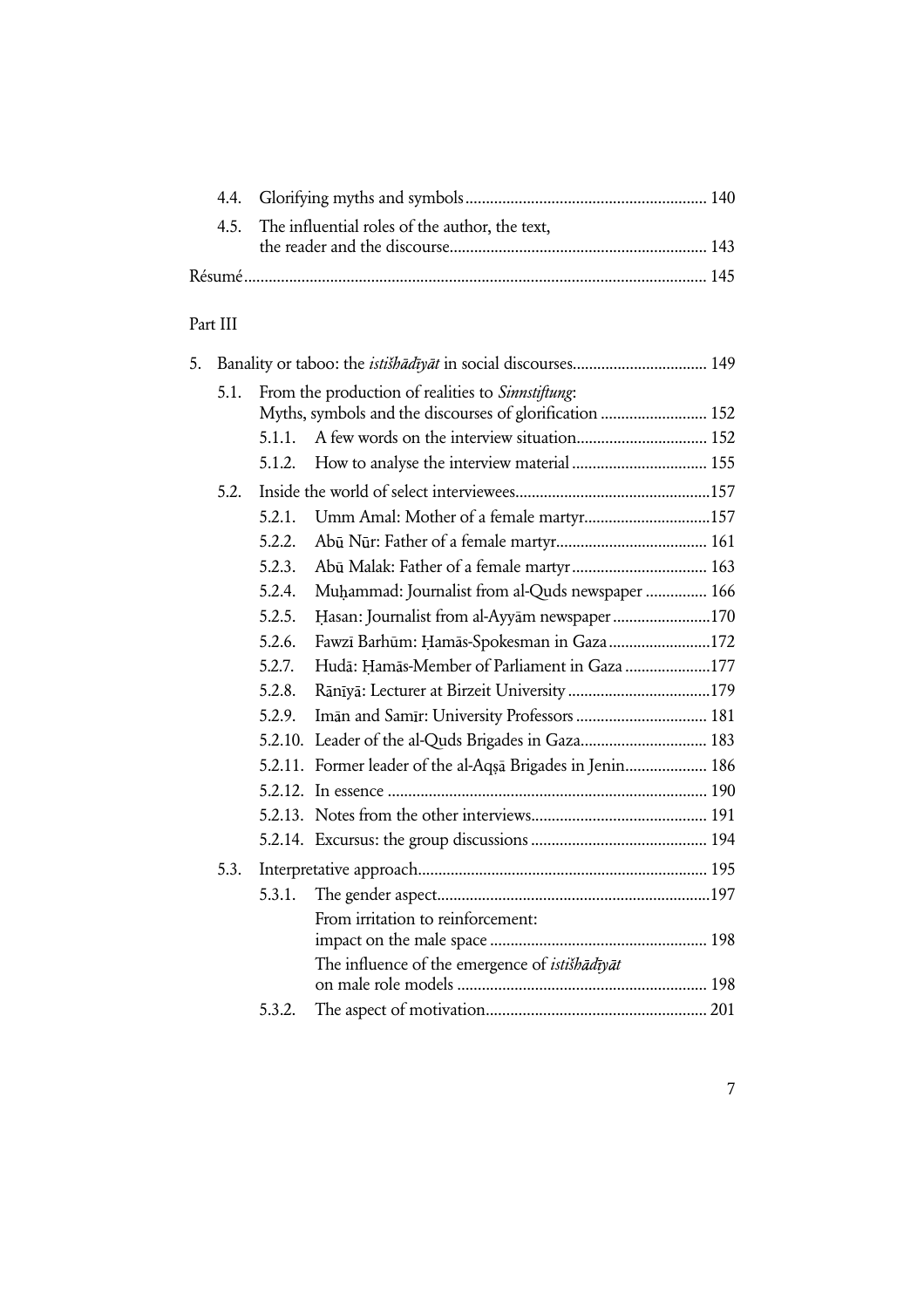4.4. Glorifying myths and symbols .......... 140
4.5. The influential roles of the author, the text, the reader and the discourse .......... 143

Résumé .......... 145

Part III

5. Banality or taboo: the *istišhādīyāt* in social discourses .......... 149
   - 5.1. From the production of realities to *Sinnstiftung*: Myths, symbols and the discourses of glorification .......... 152
     - 5.1.1. A few words on the interview situation .......... 152
     - 5.1.2. How to analyse the interview material .......... 155
   - 5.2. Inside the world of select interviewees .......... 157
     - 5.2.1. Umm Amal: Mother of a female martyr .......... 157
     - 5.2.2. Abū Nūr: Father of a female martyr .......... 161
     - 5.2.3. Abū Malak: Father of a female martyr .......... 163
     - 5.2.4. Muḥammad: Journalist from al-Quds newspaper .......... 166
     - 5.2.5. Ḥasan: Journalist from al-Ayyām newspaper .......... 170
     - 5.2.6. Fawzī Barhūm: Ḥamās-Spokesman in Gaza .......... 172
     - 5.2.7. Hudā: Ḥamās-Member of Parliament in Gaza .......... 177
     - 5.2.8. Rānīyā: Lecturer at Birzeit University .......... 179
     - 5.2.9. Imān and Samīr: University Professors .......... 181
     - 5.2.10. Leader of the al-Quds Brigades in Gaza .......... 183
     - 5.2.11. Former leader of the al-Aqṣā Brigades in Jenin .......... 186
     - 5.2.12. In essence .......... 190
     - 5.2.13. Notes from the other interviews .......... 191
     - 5.2.14. Excursus: the group discussions .......... 194
   - 5.3. Interpretative approach .......... 195
     - 5.3.1. The gender aspect .......... 197
       - From irritation to reinforcement: impact on the male space .......... 198
       - The influence of the emergence of *istišhādīyāt* on male role models .......... 198
     - 5.3.2. The aspect of motivation .......... 201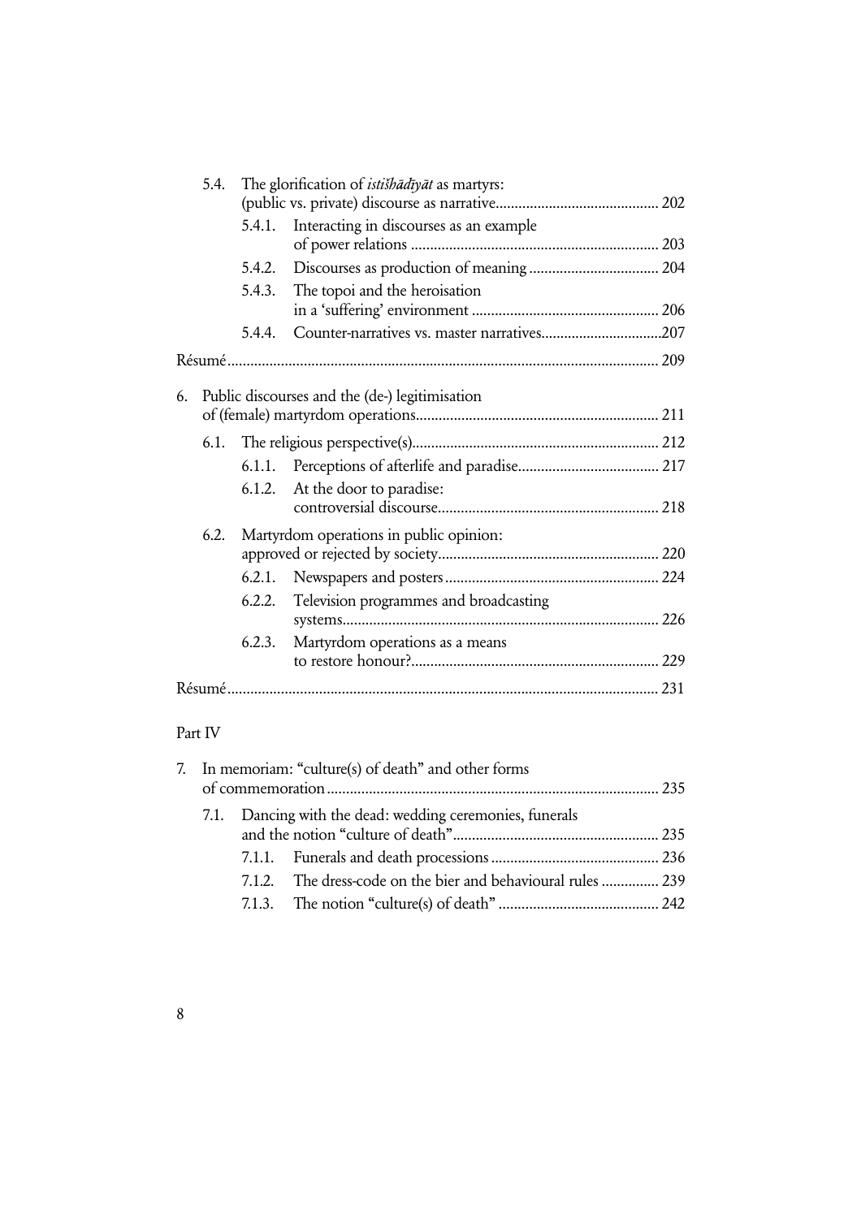- 5.4. The glorification of *istišhādīyāt* as martyrs: (public vs. private) discourse as narrative .......... 202
  - 5.4.1. Interacting in discourses as an example of power relations .......... 203
  - 5.4.2. Discourses as production of meaning .......... 204
  - 5.4.3. The topoi and the heroisation in a 'suffering' environment .......... 206
  - 5.4.4. Counter-narratives vs. master narratives .......... 207

Résumé .......... 209

6. Public discourses and the (de-) legitimisation of (female) martyrdom operations .......... 211
   - 6.1. The religious perspective(s) .......... 212
     - 6.1.1. Perceptions of afterlife and paradise .......... 217
     - 6.1.2. At the door to paradise: controversial discourse .......... 218
   - 6.2. Martyrdom operations in public opinion: approved or rejected by society .......... 220
     - 6.2.1. Newspapers and posters .......... 224
     - 6.2.2. Television programmes and broadcasting systems .......... 226
     - 6.2.3. Martyrdom operations as a means to restore honour? .......... 229

Résumé .......... 231

Part IV

7. In memoriam: "culture(s) of death" and other forms of commemoration .......... 235
   - 7.1. Dancing with the dead: wedding ceremonies, funerals and the notion "culture of death" .......... 235
     - 7.1.1. Funerals and death processions .......... 236
     - 7.1.2. The dress-code on the bier and behavioural rules .......... 239
     - 7.1.3. The notion "culture(s) of death" .......... 242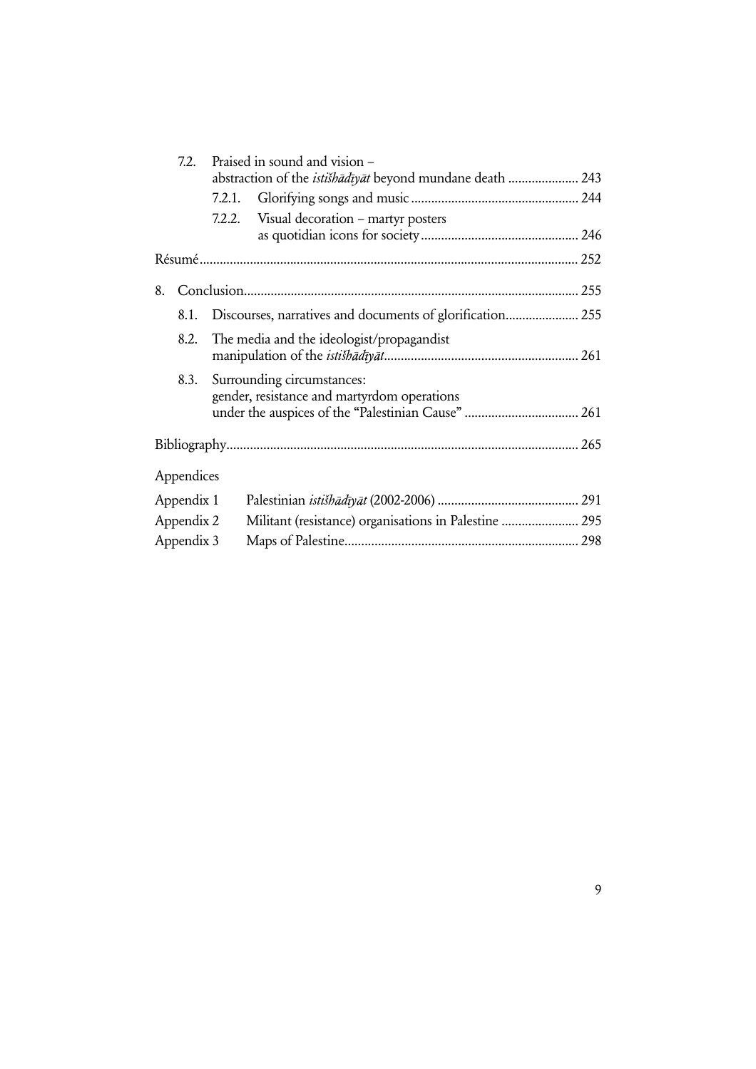7.2. Praised in sound and vision – abstraction of the *istišhādīyāt* beyond mundane death ..................... 243

7.2.1. Glorifying songs and music ................................................. 244

7.2.2. Visual decoration – martyr posters as quotidian icons for society .............................................. 246

Résumé............................................................................................................... 252

8. Conclusion.................................................................................................. 255

8.1. Discourses, narratives and documents of glorification...................... 255

8.2. The media and the ideologist/propagandist manipulation of the *istišhādīyāt*......................................................... 261

8.3. Surrounding circumstances: gender, resistance and martyrdom operations under the auspices of the "Palestinian Cause" .................................. 261

Bibliography....................................................................................................... 265

Appendices

Appendix 1 Palestinian *istišhādīyāt* (2002-2006) .......................................... 291

Appendix 2 Militant (resistance) organisations in Palestine ....................... 295

Appendix 3 Maps of Palestine...................................................................... 298